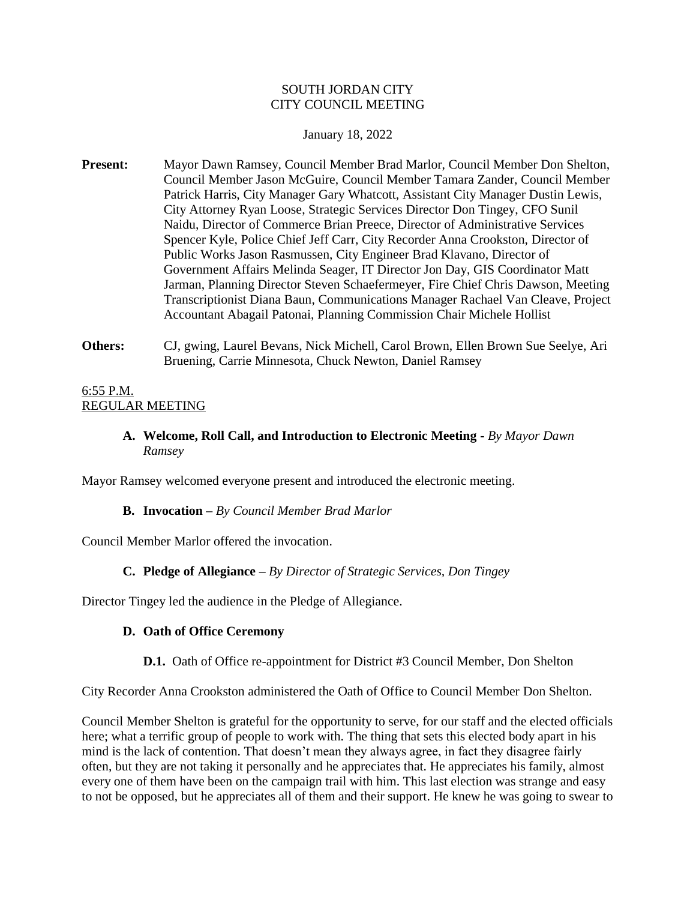SOUTH JORDAN CITY
CITY COUNCIL MEETING

January 18, 2022

**Present:** Mayor Dawn Ramsey, Council Member Brad Marlor, Council Member Don Shelton, Council Member Jason McGuire, Council Member Tamara Zander, Council Member Patrick Harris, City Manager Gary Whatcott, Assistant City Manager Dustin Lewis, City Attorney Ryan Loose, Strategic Services Director Don Tingey, CFO Sunil Naidu, Director of Commerce Brian Preece, Director of Administrative Services Spencer Kyle, Police Chief Jeff Carr, City Recorder Anna Crookston, Director of Public Works Jason Rasmussen, City Engineer Brad Klavano, Director of Government Affairs Melinda Seager, IT Director Jon Day, GIS Coordinator Matt Jarman, Planning Director Steven Schaefermeyer, Fire Chief Chris Dawson, Meeting Transcriptionist Diana Baun, Communications Manager Rachael Van Cleave, Project Accountant Abagail Patonai, Planning Commission Chair Michele Hollist

**Others:** CJ, gwing, Laurel Bevans, Nick Michell, Carol Brown, Ellen Brown Sue Seelye, Ari Bruening, Carrie Minnesota, Chuck Newton, Daniel Ramsey

6:55 P.M.
REGULAR MEETING

**A. Welcome, Roll Call, and Introduction to Electronic Meeting** - *By Mayor Dawn Ramsey*

Mayor Ramsey welcomed everyone present and introduced the electronic meeting.

**B. Invocation** – *By Council Member Brad Marlor*

Council Member Marlor offered the invocation.

**C. Pledge of Allegiance** – *By Director of Strategic Services, Don Tingey*

Director Tingey led the audience in the Pledge of Allegiance.

**D. Oath of Office Ceremony**

**D.1.** Oath of Office re-appointment for District #3 Council Member, Don Shelton

City Recorder Anna Crookston administered the Oath of Office to Council Member Don Shelton.

Council Member Shelton is grateful for the opportunity to serve, for our staff and the elected officials here; what a terrific group of people to work with. The thing that sets this elected body apart in his mind is the lack of contention. That doesn't mean they always agree, in fact they disagree fairly often, but they are not taking it personally and he appreciates that. He appreciates his family, almost every one of them have been on the campaign trail with him. This last election was strange and easy to not be opposed, but he appreciates all of them and their support. He knew he was going to swear to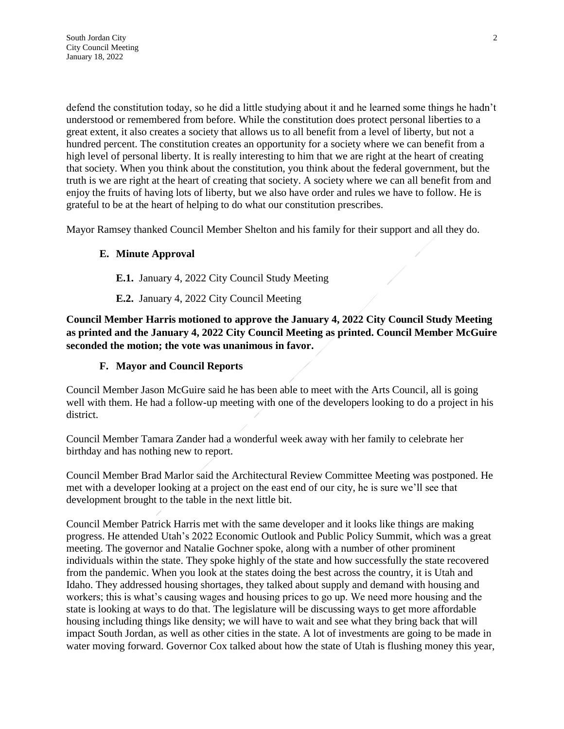defend the constitution today, so he did a little studying about it and he learned some things he hadn't understood or remembered from before. While the constitution does protect personal liberties to a great extent, it also creates a society that allows us to all benefit from a level of liberty, but not a hundred percent. The constitution creates an opportunity for a society where we can benefit from a high level of personal liberty. It is really interesting to him that we are right at the heart of creating that society. When you think about the constitution, you think about the federal government, but the truth is we are right at the heart of creating that society. A society where we can all benefit from and enjoy the fruits of having lots of liberty, but we also have order and rules we have to follow. He is grateful to be at the heart of helping to do what our constitution prescribes.

Mayor Ramsey thanked Council Member Shelton and his family for their support and all they do.

### E. Minute Approval

**E.1.** January 4, 2022 City Council Study Meeting

**E.2.** January 4, 2022 City Council Meeting

**Council Member Harris motioned to approve the January 4, 2022 City Council Study Meeting as printed and the January 4, 2022 City Council Meeting as printed. Council Member McGuire seconded the motion; the vote was unanimous in favor.**

### F. Mayor and Council Reports

Council Member Jason McGuire said he has been able to meet with the Arts Council, all is going well with them. He had a follow-up meeting with one of the developers looking to do a project in his district.

Council Member Tamara Zander had a wonderful week away with her family to celebrate her birthday and has nothing new to report.

Council Member Brad Marlor said the Architectural Review Committee Meeting was postponed. He met with a developer looking at a project on the east end of our city, he is sure we'll see that development brought to the table in the next little bit.

Council Member Patrick Harris met with the same developer and it looks like things are making progress. He attended Utah's 2022 Economic Outlook and Public Policy Summit, which was a great meeting. The governor and Natalie Gochner spoke, along with a number of other prominent individuals within the state. They spoke highly of the state and how successfully the state recovered from the pandemic. When you look at the states doing the best across the country, it is Utah and Idaho. They addressed housing shortages, they talked about supply and demand with housing and workers; this is what's causing wages and housing prices to go up. We need more housing and the state is looking at ways to do that. The legislature will be discussing ways to get more affordable housing including things like density; we will have to wait and see what they bring back that will impact South Jordan, as well as other cities in the state. A lot of investments are going to be made in water moving forward. Governor Cox talked about how the state of Utah is flushing money this year,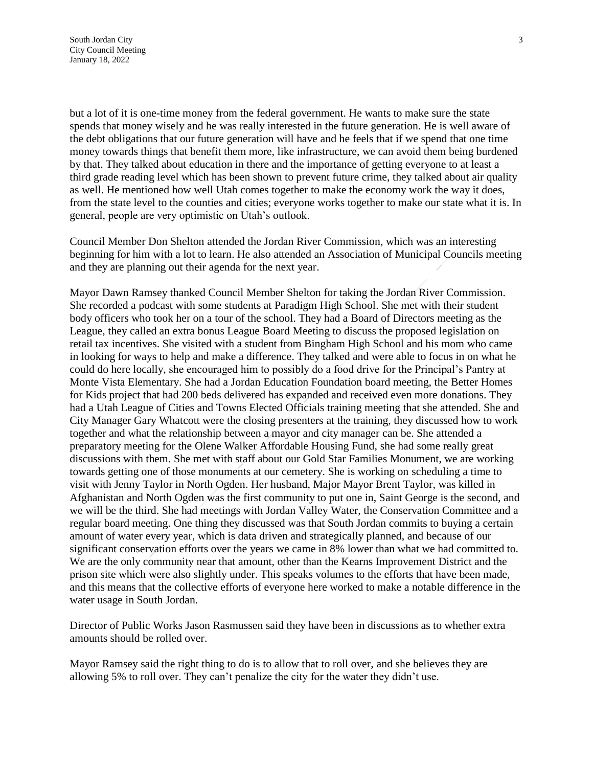but a lot of it is one-time money from the federal government. He wants to make sure the state spends that money wisely and he was really interested in the future generation. He is well aware of the debt obligations that our future generation will have and he feels that if we spend that one time money towards things that benefit them more, like infrastructure, we can avoid them being burdened by that. They talked about education in there and the importance of getting everyone to at least a third grade reading level which has been shown to prevent future crime, they talked about air quality as well. He mentioned how well Utah comes together to make the economy work the way it does, from the state level to the counties and cities; everyone works together to make our state what it is. In general, people are very optimistic on Utah's outlook.

Council Member Don Shelton attended the Jordan River Commission, which was an interesting beginning for him with a lot to learn. He also attended an Association of Municipal Councils meeting and they are planning out their agenda for the next year.

Mayor Dawn Ramsey thanked Council Member Shelton for taking the Jordan River Commission. She recorded a podcast with some students at Paradigm High School. She met with their student body officers who took her on a tour of the school. They had a Board of Directors meeting as the League, they called an extra bonus League Board Meeting to discuss the proposed legislation on retail tax incentives. She visited with a student from Bingham High School and his mom who came in looking for ways to help and make a difference. They talked and were able to focus in on what he could do here locally, she encouraged him to possibly do a food drive for the Principal's Pantry at Monte Vista Elementary. She had a Jordan Education Foundation board meeting, the Better Homes for Kids project that had 200 beds delivered has expanded and received even more donations. They had a Utah League of Cities and Towns Elected Officials training meeting that she attended. She and City Manager Gary Whatcott were the closing presenters at the training, they discussed how to work together and what the relationship between a mayor and city manager can be. She attended a preparatory meeting for the Olene Walker Affordable Housing Fund, she had some really great discussions with them. She met with staff about our Gold Star Families Monument, we are working towards getting one of those monuments at our cemetery. She is working on scheduling a time to visit with Jenny Taylor in North Ogden. Her husband, Major Mayor Brent Taylor, was killed in Afghanistan and North Ogden was the first community to put one in, Saint George is the second, and we will be the third. She had meetings with Jordan Valley Water, the Conservation Committee and a regular board meeting. One thing they discussed was that South Jordan commits to buying a certain amount of water every year, which is data driven and strategically planned, and because of our significant conservation efforts over the years we came in 8% lower than what we had committed to. We are the only community near that amount, other than the Kearns Improvement District and the prison site which were also slightly under. This speaks volumes to the efforts that have been made, and this means that the collective efforts of everyone here worked to make a notable difference in the water usage in South Jordan.

Director of Public Works Jason Rasmussen said they have been in discussions as to whether extra amounts should be rolled over.

Mayor Ramsey said the right thing to do is to allow that to roll over, and she believes they are allowing 5% to roll over. They can't penalize the city for the water they didn't use.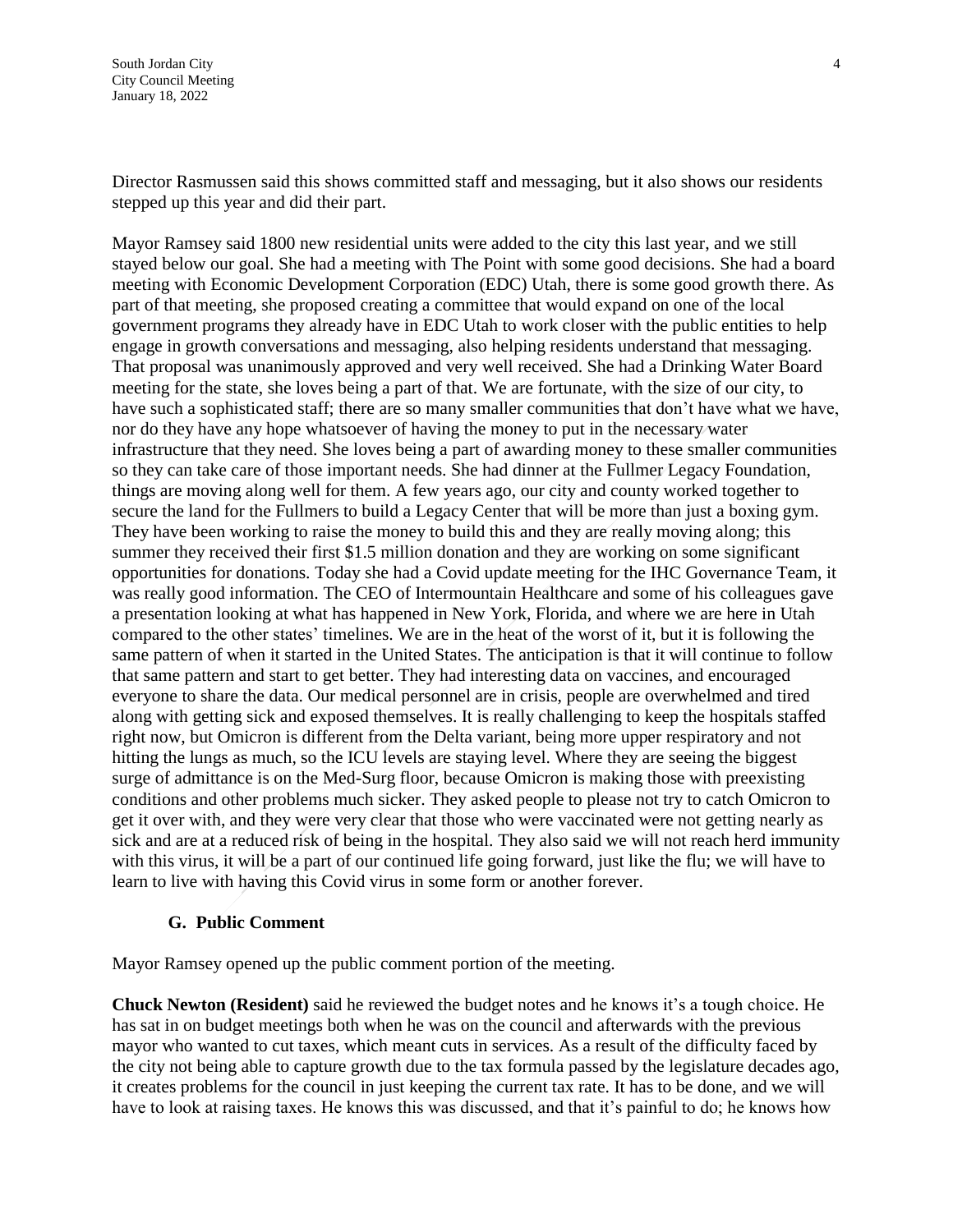Director Rasmussen said this shows committed staff and messaging, but it also shows our residents stepped up this year and did their part.

Mayor Ramsey said 1800 new residential units were added to the city this last year, and we still stayed below our goal. She had a meeting with The Point with some good decisions. She had a board meeting with Economic Development Corporation (EDC) Utah, there is some good growth there. As part of that meeting, she proposed creating a committee that would expand on one of the local government programs they already have in EDC Utah to work closer with the public entities to help engage in growth conversations and messaging, also helping residents understand that messaging. That proposal was unanimously approved and very well received. She had a Drinking Water Board meeting for the state, she loves being a part of that. We are fortunate, with the size of our city, to have such a sophisticated staff; there are so many smaller communities that don't have what we have, nor do they have any hope whatsoever of having the money to put in the necessary water infrastructure that they need. She loves being a part of awarding money to these smaller communities so they can take care of those important needs. She had dinner at the Fullmer Legacy Foundation, things are moving along well for them. A few years ago, our city and county worked together to secure the land for the Fullmers to build a Legacy Center that will be more than just a boxing gym. They have been working to raise the money to build this and they are really moving along; this summer they received their first $1.5 million donation and they are working on some significant opportunities for donations. Today she had a Covid update meeting for the IHC Governance Team, it was really good information. The CEO of Intermountain Healthcare and some of his colleagues gave a presentation looking at what has happened in New York, Florida, and where we are here in Utah compared to the other states' timelines. We are in the heat of the worst of it, but it is following the same pattern of when it started in the United States. The anticipation is that it will continue to follow that same pattern and start to get better. They had interesting data on vaccines, and encouraged everyone to share the data. Our medical personnel are in crisis, people are overwhelmed and tired along with getting sick and exposed themselves. It is really challenging to keep the hospitals staffed right now, but Omicron is different from the Delta variant, being more upper respiratory and not hitting the lungs as much, so the ICU levels are staying level. Where they are seeing the biggest surge of admittance is on the Med-Surg floor, because Omicron is making those with preexisting conditions and other problems much sicker. They asked people to please not try to catch Omicron to get it over with, and they were very clear that those who were vaccinated were not getting nearly as sick and are at a reduced risk of being in the hospital. They also said we will not reach herd immunity with this virus, it will be a part of our continued life going forward, just like the flu; we will have to learn to live with having this Covid virus in some form or another forever.

### G. Public Comment

Mayor Ramsey opened up the public comment portion of the meeting.

**Chuck Newton (Resident)** said he reviewed the budget notes and he knows it's a tough choice. He has sat in on budget meetings both when he was on the council and afterwards with the previous mayor who wanted to cut taxes, which meant cuts in services. As a result of the difficulty faced by the city not being able to capture growth due to the tax formula passed by the legislature decades ago, it creates problems for the council in just keeping the current tax rate. It has to be done, and we will have to look at raising taxes. He knows this was discussed, and that it's painful to do; he knows how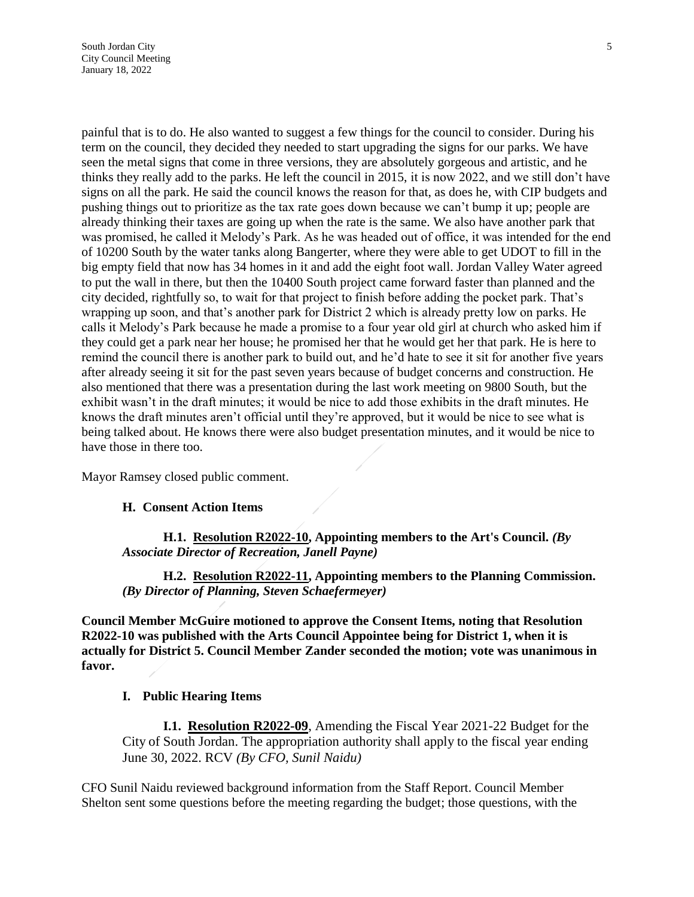painful that is to do. He also wanted to suggest a few things for the council to consider. During his term on the council, they decided they needed to start upgrading the signs for our parks. We have seen the metal signs that come in three versions, they are absolutely gorgeous and artistic, and he thinks they really add to the parks. He left the council in 2015, it is now 2022, and we still don't have signs on all the park. He said the council knows the reason for that, as does he, with CIP budgets and pushing things out to prioritize as the tax rate goes down because we can't bump it up; people are already thinking their taxes are going up when the rate is the same. We also have another park that was promised, he called it Melody's Park. As he was headed out of office, it was intended for the end of 10200 South by the water tanks along Bangerter, where they were able to get UDOT to fill in the big empty field that now has 34 homes in it and add the eight foot wall. Jordan Valley Water agreed to put the wall in there, but then the 10400 South project came forward faster than planned and the city decided, rightfully so, to wait for that project to finish before adding the pocket park. That's wrapping up soon, and that's another park for District 2 which is already pretty low on parks. He calls it Melody's Park because he made a promise to a four year old girl at church who asked him if they could get a park near her house; he promised her that he would get her that park. He is here to remind the council there is another park to build out, and he'd hate to see it sit for another five years after already seeing it sit for the past seven years because of budget concerns and construction. He also mentioned that there was a presentation during the last work meeting on 9800 South, but the exhibit wasn't in the draft minutes; it would be nice to add those exhibits in the draft minutes. He knows the draft minutes aren't official until they're approved, but it would be nice to see what is being talked about. He knows there were also budget presentation minutes, and it would be nice to have those in there too.

Mayor Ramsey closed public comment.

**H. Consent Action Items**

**H.1. Resolution R2022-10, Appointing members to the Art's Council.** ***(By Associate Director of Recreation, Janell Payne)***

**H.2. Resolution R2022-11, Appointing members to the Planning Commission.** ***(By Director of Planning, Steven Schaefermeyer)***

**Council Member McGuire motioned to approve the Consent Items, noting that Resolution R2022-10 was published with the Arts Council Appointee being for District 1, when it is actually for District 5. Council Member Zander seconded the motion; vote was unanimous in favor.**

**I. Public Hearing Items**

**I.1. Resolution R2022-09**, Amending the Fiscal Year 2021-22 Budget for the City of South Jordan. The appropriation authority shall apply to the fiscal year ending June 30, 2022. RCV *(By CFO, Sunil Naidu)*

CFO Sunil Naidu reviewed background information from the Staff Report. Council Member Shelton sent some questions before the meeting regarding the budget; those questions, with the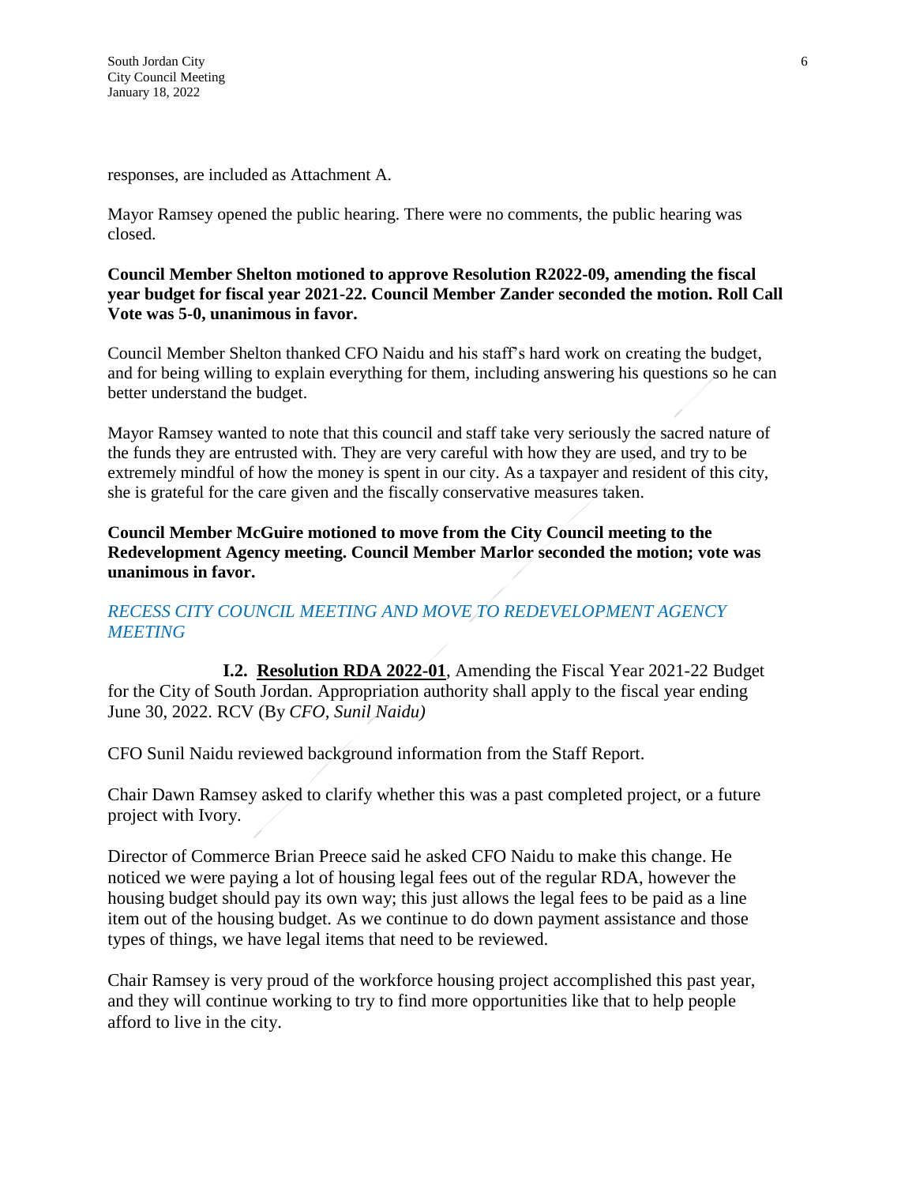responses, are included as Attachment A.

Mayor Ramsey opened the public hearing. There were no comments, the public hearing was closed.

**Council Member Shelton motioned to approve Resolution R2022-09, amending the fiscal year budget for fiscal year 2021-22. Council Member Zander seconded the motion. Roll Call Vote was 5-0, unanimous in favor.**

Council Member Shelton thanked CFO Naidu and his staff's hard work on creating the budget, and for being willing to explain everything for them, including answering his questions so he can better understand the budget.

Mayor Ramsey wanted to note that this council and staff take very seriously the sacred nature of the funds they are entrusted with. They are very careful with how they are used, and try to be extremely mindful of how the money is spent in our city. As a taxpayer and resident of this city, she is grateful for the care given and the fiscally conservative measures taken.

**Council Member McGuire motioned to move from the City Council meeting to the Redevelopment Agency meeting. Council Member Marlor seconded the motion; vote was unanimous in favor.**

*RECESS CITY COUNCIL MEETING AND MOVE TO REDEVELOPMENT AGENCY MEETING*

**I.2.** **Resolution RDA 2022-01**, Amending the Fiscal Year 2021-22 Budget for the City of South Jordan. Appropriation authority shall apply to the fiscal year ending June 30, 2022. RCV (By *CFO, Sunil Naidu)*

CFO Sunil Naidu reviewed background information from the Staff Report.

Chair Dawn Ramsey asked to clarify whether this was a past completed project, or a future project with Ivory.

Director of Commerce Brian Preece said he asked CFO Naidu to make this change. He noticed we were paying a lot of housing legal fees out of the regular RDA, however the housing budget should pay its own way; this just allows the legal fees to be paid as a line item out of the housing budget. As we continue to do down payment assistance and those types of things, we have legal items that need to be reviewed.

Chair Ramsey is very proud of the workforce housing project accomplished this past year, and they will continue working to try to find more opportunities like that to help people afford to live in the city.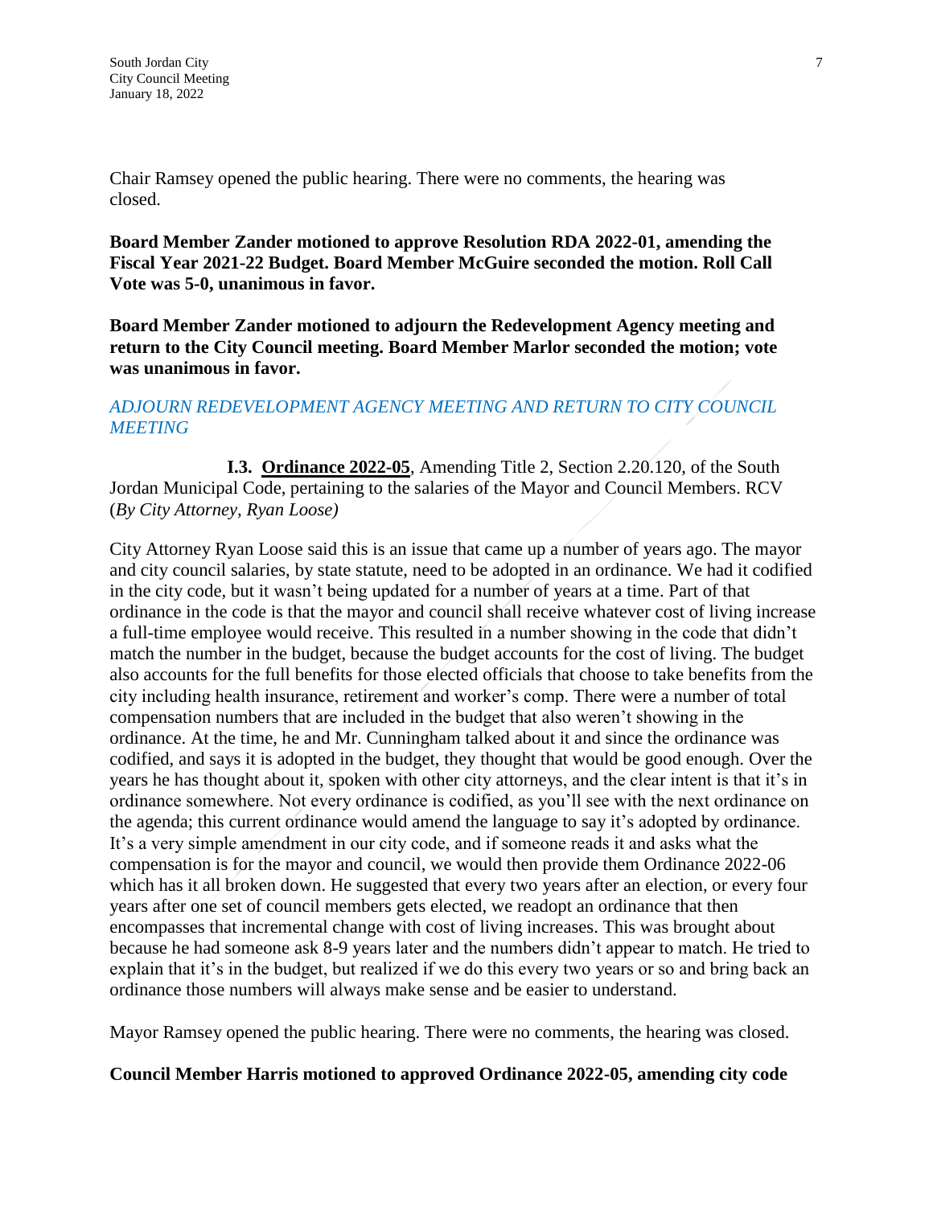Chair Ramsey opened the public hearing. There were no comments, the hearing was closed.

**Board Member Zander motioned to approve Resolution RDA 2022-01, amending the Fiscal Year 2021-22 Budget. Board Member McGuire seconded the motion. Roll Call Vote was 5-0, unanimous in favor.**

**Board Member Zander motioned to adjourn the Redevelopment Agency meeting and return to the City Council meeting. Board Member Marlor seconded the motion; vote was unanimous in favor.**

*ADJOURN REDEVELOPMENT AGENCY MEETING AND RETURN TO CITY COUNCIL MEETING*

**I.3. Ordinance 2022-05**, Amending Title 2, Section 2.20.120, of the South Jordan Municipal Code, pertaining to the salaries of the Mayor and Council Members. RCV (*By City Attorney, Ryan Loose)*

City Attorney Ryan Loose said this is an issue that came up a number of years ago. The mayor and city council salaries, by state statute, need to be adopted in an ordinance. We had it codified in the city code, but it wasn't being updated for a number of years at a time. Part of that ordinance in the code is that the mayor and council shall receive whatever cost of living increase a full-time employee would receive. This resulted in a number showing in the code that didn't match the number in the budget, because the budget accounts for the cost of living. The budget also accounts for the full benefits for those elected officials that choose to take benefits from the city including health insurance, retirement and worker's comp. There were a number of total compensation numbers that are included in the budget that also weren't showing in the ordinance. At the time, he and Mr. Cunningham talked about it and since the ordinance was codified, and says it is adopted in the budget, they thought that would be good enough. Over the years he has thought about it, spoken with other city attorneys, and the clear intent is that it's in ordinance somewhere. Not every ordinance is codified, as you'll see with the next ordinance on the agenda; this current ordinance would amend the language to say it's adopted by ordinance. It's a very simple amendment in our city code, and if someone reads it and asks what the compensation is for the mayor and council, we would then provide them Ordinance 2022-06 which has it all broken down. He suggested that every two years after an election, or every four years after one set of council members gets elected, we readopt an ordinance that then encompasses that incremental change with cost of living increases. This was brought about because he had someone ask 8-9 years later and the numbers didn't appear to match. He tried to explain that it's in the budget, but realized if we do this every two years or so and bring back an ordinance those numbers will always make sense and be easier to understand.

Mayor Ramsey opened the public hearing. There were no comments, the hearing was closed.

**Council Member Harris motioned to approved Ordinance 2022-05, amending city code**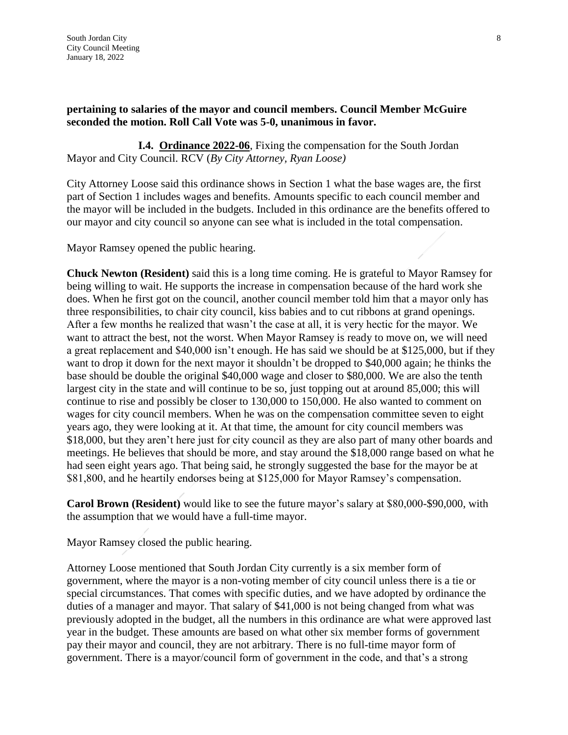**pertaining to salaries of the mayor and council members. Council Member McGuire seconded the motion. Roll Call Vote was 5-0, unanimous in favor.**

**I.4. <u>Ordinance 2022-06</u>**, Fixing the compensation for the South Jordan Mayor and City Council. RCV (*By City Attorney, Ryan Loose)*

City Attorney Loose said this ordinance shows in Section 1 what the base wages are, the first part of Section 1 includes wages and benefits. Amounts specific to each council member and the mayor will be included in the budgets. Included in this ordinance are the benefits offered to our mayor and city council so anyone can see what is included in the total compensation.

Mayor Ramsey opened the public hearing.

**Chuck Newton (Resident)** said this is a long time coming. He is grateful to Mayor Ramsey for being willing to wait. He supports the increase in compensation because of the hard work she does. When he first got on the council, another council member told him that a mayor only has three responsibilities, to chair city council, kiss babies and to cut ribbons at grand openings. After a few months he realized that wasn't the case at all, it is very hectic for the mayor. We want to attract the best, not the worst. When Mayor Ramsey is ready to move on, we will need a great replacement and $40,000 isn't enough. He has said we should be at $125,000, but if they want to drop it down for the next mayor it shouldn't be dropped to $40,000 again; he thinks the base should be double the original $40,000 wage and closer to $80,000. We are also the tenth largest city in the state and will continue to be so, just topping out at around 85,000; this will continue to rise and possibly be closer to 130,000 to 150,000. He also wanted to comment on wages for city council members. When he was on the compensation committee seven to eight years ago, they were looking at it. At that time, the amount for city council members was $18,000, but they aren't here just for city council as they are also part of many other boards and meetings. He believes that should be more, and stay around the $18,000 range based on what he had seen eight years ago. That being said, he strongly suggested the base for the mayor be at $81,800, and he heartily endorses being at $125,000 for Mayor Ramsey's compensation.

**Carol Brown (Resident)** would like to see the future mayor's salary at $80,000-$90,000, with the assumption that we would have a full-time mayor.

Mayor Ramsey closed the public hearing.

Attorney Loose mentioned that South Jordan City currently is a six member form of government, where the mayor is a non-voting member of city council unless there is a tie or special circumstances. That comes with specific duties, and we have adopted by ordinance the duties of a manager and mayor. That salary of $41,000 is not being changed from what was previously adopted in the budget, all the numbers in this ordinance are what were approved last year in the budget. These amounts are based on what other six member forms of government pay their mayor and council, they are not arbitrary. There is no full-time mayor form of government. There is a mayor/council form of government in the code, and that's a strong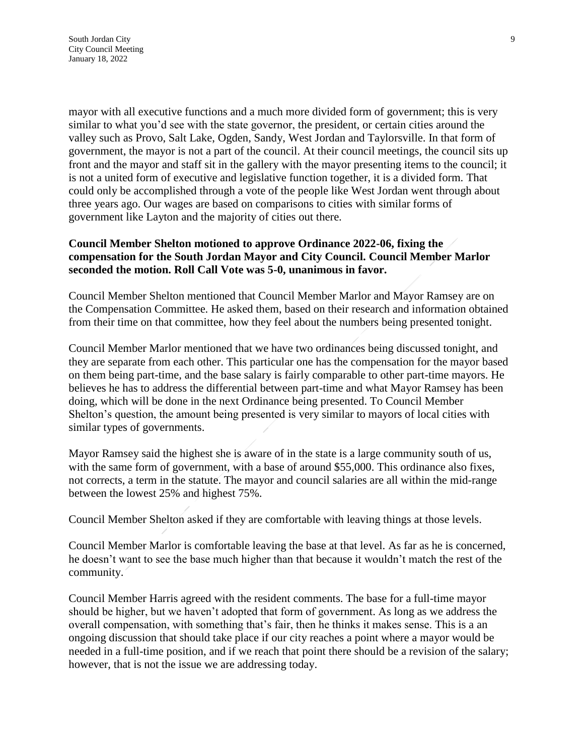mayor with all executive functions and a much more divided form of government; this is very similar to what you'd see with the state governor, the president, or certain cities around the valley such as Provo, Salt Lake, Ogden, Sandy, West Jordan and Taylorsville. In that form of government, the mayor is not a part of the council. At their council meetings, the council sits up front and the mayor and staff sit in the gallery with the mayor presenting items to the council; it is not a united form of executive and legislative function together, it is a divided form. That could only be accomplished through a vote of the people like West Jordan went through about three years ago. Our wages are based on comparisons to cities with similar forms of government like Layton and the majority of cities out there.

**Council Member Shelton motioned to approve Ordinance 2022-06, fixing the compensation for the South Jordan Mayor and City Council. Council Member Marlor seconded the motion. Roll Call Vote was 5-0, unanimous in favor.**

Council Member Shelton mentioned that Council Member Marlor and Mayor Ramsey are on the Compensation Committee. He asked them, based on their research and information obtained from their time on that committee, how they feel about the numbers being presented tonight.

Council Member Marlor mentioned that we have two ordinances being discussed tonight, and they are separate from each other. This particular one has the compensation for the mayor based on them being part-time, and the base salary is fairly comparable to other part-time mayors. He believes he has to address the differential between part-time and what Mayor Ramsey has been doing, which will be done in the next Ordinance being presented. To Council Member Shelton's question, the amount being presented is very similar to mayors of local cities with similar types of governments.

Mayor Ramsey said the highest she is aware of in the state is a large community south of us, with the same form of government, with a base of around $55,000. This ordinance also fixes, not corrects, a term in the statute. The mayor and council salaries are all within the mid-range between the lowest 25% and highest 75%.

Council Member Shelton asked if they are comfortable with leaving things at those levels.

Council Member Marlor is comfortable leaving the base at that level. As far as he is concerned, he doesn't want to see the base much higher than that because it wouldn't match the rest of the community.

Council Member Harris agreed with the resident comments. The base for a full-time mayor should be higher, but we haven't adopted that form of government. As long as we address the overall compensation, with something that's fair, then he thinks it makes sense. This is a an ongoing discussion that should take place if our city reaches a point where a mayor would be needed in a full-time position, and if we reach that point there should be a revision of the salary; however, that is not the issue we are addressing today.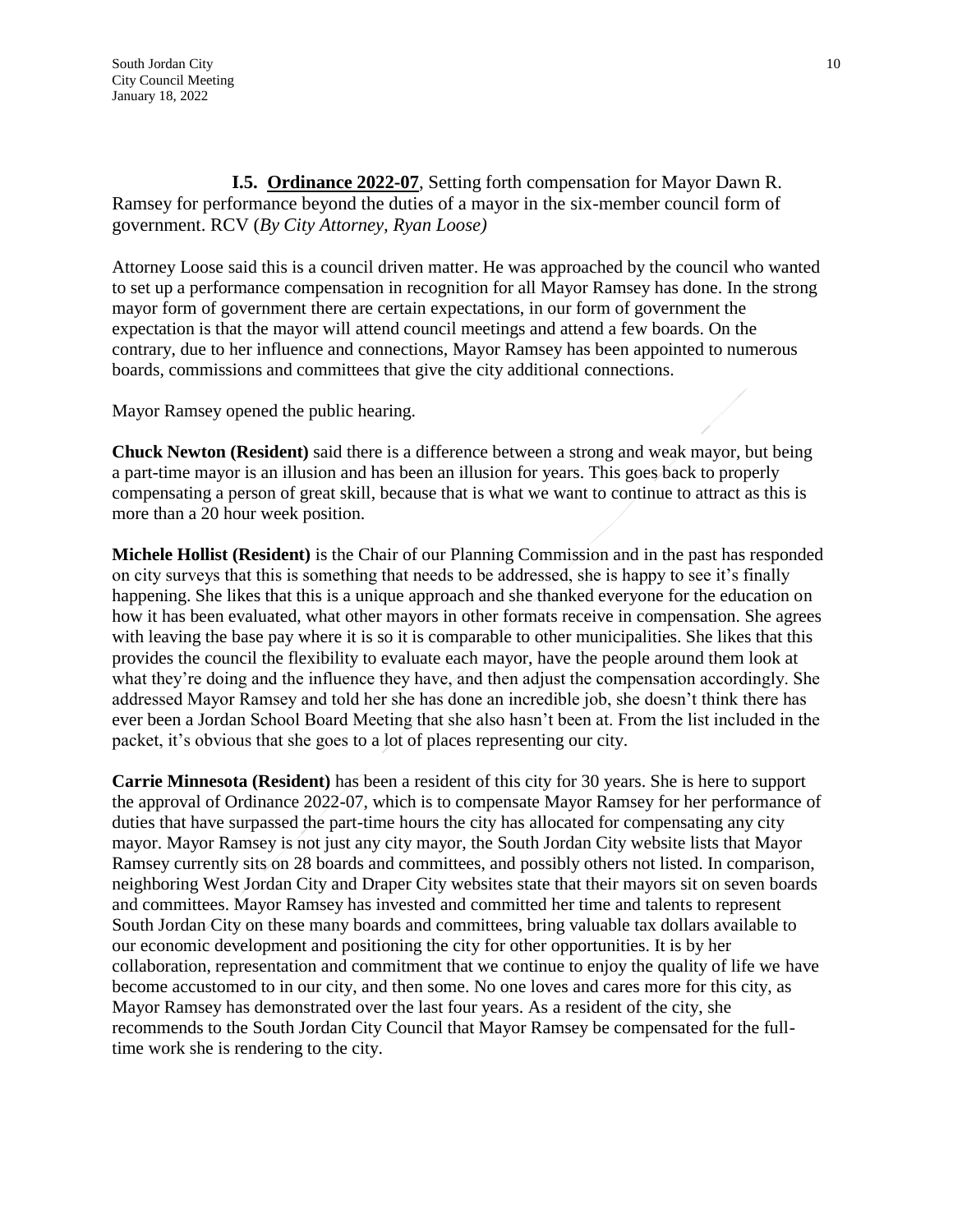**I.5. Ordinance 2022-07**, Setting forth compensation for Mayor Dawn R. Ramsey for performance beyond the duties of a mayor in the six-member council form of government. RCV (*By City Attorney, Ryan Loose)*

Attorney Loose said this is a council driven matter. He was approached by the council who wanted to set up a performance compensation in recognition for all Mayor Ramsey has done. In the strong mayor form of government there are certain expectations, in our form of government the expectation is that the mayor will attend council meetings and attend a few boards. On the contrary, due to her influence and connections, Mayor Ramsey has been appointed to numerous boards, commissions and committees that give the city additional connections.

Mayor Ramsey opened the public hearing.

**Chuck Newton (Resident)** said there is a difference between a strong and weak mayor, but being a part-time mayor is an illusion and has been an illusion for years. This goes back to properly compensating a person of great skill, because that is what we want to continue to attract as this is more than a 20 hour week position.

**Michele Hollist (Resident)** is the Chair of our Planning Commission and in the past has responded on city surveys that this is something that needs to be addressed, she is happy to see it's finally happening. She likes that this is a unique approach and she thanked everyone for the education on how it has been evaluated, what other mayors in other formats receive in compensation. She agrees with leaving the base pay where it is so it is comparable to other municipalities. She likes that this provides the council the flexibility to evaluate each mayor, have the people around them look at what they're doing and the influence they have, and then adjust the compensation accordingly. She addressed Mayor Ramsey and told her she has done an incredible job, she doesn't think there has ever been a Jordan School Board Meeting that she also hasn't been at. From the list included in the packet, it's obvious that she goes to a lot of places representing our city.

**Carrie Minnesota (Resident)** has been a resident of this city for 30 years. She is here to support the approval of Ordinance 2022-07, which is to compensate Mayor Ramsey for her performance of duties that have surpassed the part-time hours the city has allocated for compensating any city mayor. Mayor Ramsey is not just any city mayor, the South Jordan City website lists that Mayor Ramsey currently sits on 28 boards and committees, and possibly others not listed. In comparison, neighboring West Jordan City and Draper City websites state that their mayors sit on seven boards and committees. Mayor Ramsey has invested and committed her time and talents to represent South Jordan City on these many boards and committees, bring valuable tax dollars available to our economic development and positioning the city for other opportunities. It is by her collaboration, representation and commitment that we continue to enjoy the quality of life we have become accustomed to in our city, and then some. No one loves and cares more for this city, as Mayor Ramsey has demonstrated over the last four years. As a resident of the city, she recommends to the South Jordan City Council that Mayor Ramsey be compensated for the full-time work she is rendering to the city.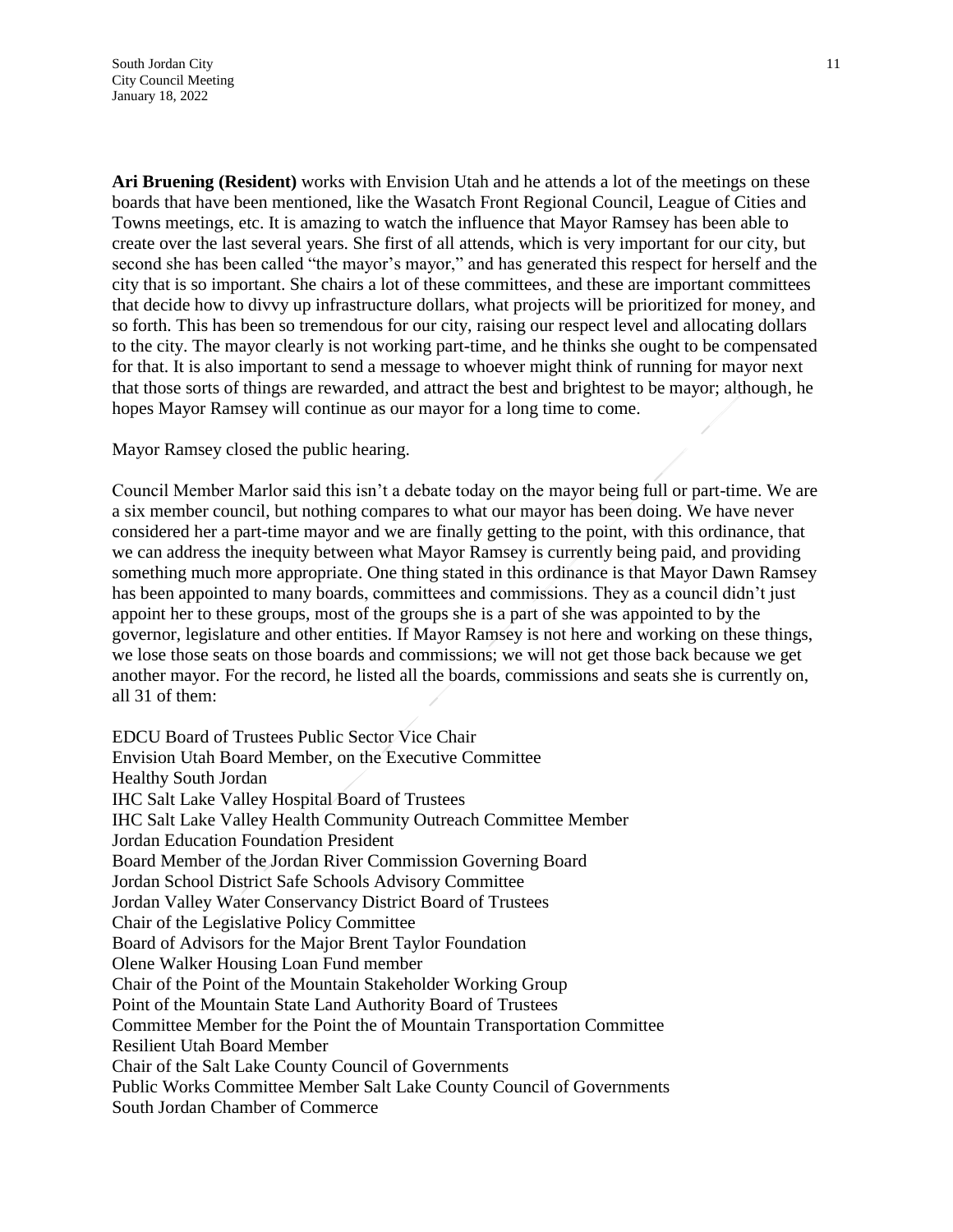**Ari Bruening (Resident)** works with Envision Utah and he attends a lot of the meetings on these boards that have been mentioned, like the Wasatch Front Regional Council, League of Cities and Towns meetings, etc. It is amazing to watch the influence that Mayor Ramsey has been able to create over the last several years. She first of all attends, which is very important for our city, but second she has been called "the mayor's mayor," and has generated this respect for herself and the city that is so important. She chairs a lot of these committees, and these are important committees that decide how to divvy up infrastructure dollars, what projects will be prioritized for money, and so forth. This has been so tremendous for our city, raising our respect level and allocating dollars to the city. The mayor clearly is not working part-time, and he thinks she ought to be compensated for that. It is also important to send a message to whoever might think of running for mayor next that those sorts of things are rewarded, and attract the best and brightest to be mayor; although, he hopes Mayor Ramsey will continue as our mayor for a long time to come.

Mayor Ramsey closed the public hearing.

Council Member Marlor said this isn't a debate today on the mayor being full or part-time. We are a six member council, but nothing compares to what our mayor has been doing. We have never considered her a part-time mayor and we are finally getting to the point, with this ordinance, that we can address the inequity between what Mayor Ramsey is currently being paid, and providing something much more appropriate. One thing stated in this ordinance is that Mayor Dawn Ramsey has been appointed to many boards, committees and commissions. They as a council didn't just appoint her to these groups, most of the groups she is a part of she was appointed to by the governor, legislature and other entities. If Mayor Ramsey is not here and working on these things, we lose those seats on those boards and commissions; we will not get those back because we get another mayor. For the record, he listed all the boards, commissions and seats she is currently on, all 31 of them:

EDCU Board of Trustees Public Sector Vice Chair
Envision Utah Board Member, on the Executive Committee
Healthy South Jordan
IHC Salt Lake Valley Hospital Board of Trustees
IHC Salt Lake Valley Health Community Outreach Committee Member
Jordan Education Foundation President
Board Member of the Jordan River Commission Governing Board
Jordan School District Safe Schools Advisory Committee
Jordan Valley Water Conservancy District Board of Trustees
Chair of the Legislative Policy Committee
Board of Advisors for the Major Brent Taylor Foundation
Olene Walker Housing Loan Fund member
Chair of the Point of the Mountain Stakeholder Working Group
Point of the Mountain State Land Authority Board of Trustees
Committee Member for the Point the of Mountain Transportation Committee
Resilient Utah Board Member
Chair of the Salt Lake County Council of Governments
Public Works Committee Member Salt Lake County Council of Governments
South Jordan Chamber of Commerce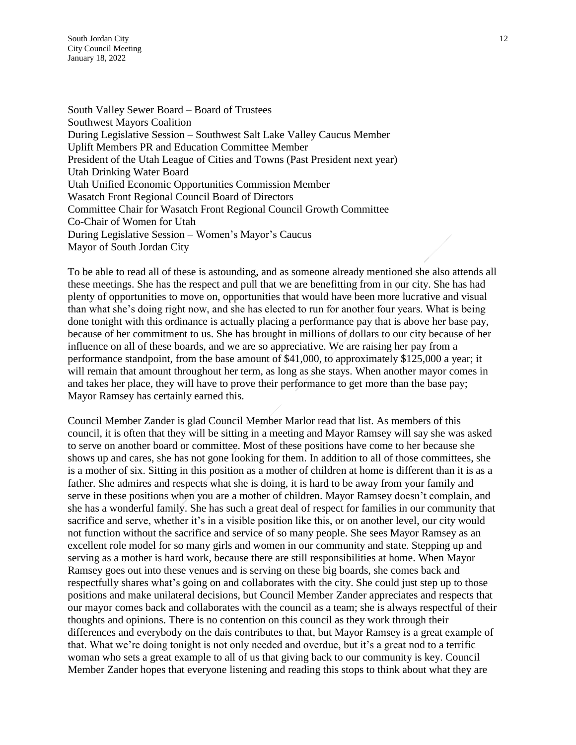South Valley Sewer Board – Board of Trustees
Southwest Mayors Coalition
During Legislative Session – Southwest Salt Lake Valley Caucus Member
Uplift Members PR and Education Committee Member
President of the Utah League of Cities and Towns (Past President next year)
Utah Drinking Water Board
Utah Unified Economic Opportunities Commission Member
Wasatch Front Regional Council Board of Directors
Committee Chair for Wasatch Front Regional Council Growth Committee
Co-Chair of Women for Utah
During Legislative Session – Women's Mayor's Caucus
Mayor of South Jordan City

To be able to read all of these is astounding, and as someone already mentioned she also attends all these meetings. She has the respect and pull that we are benefitting from in our city. She has had plenty of opportunities to move on, opportunities that would have been more lucrative and visual than what she's doing right now, and she has elected to run for another four years. What is being done tonight with this ordinance is actually placing a performance pay that is above her base pay, because of her commitment to us. She has brought in millions of dollars to our city because of her influence on all of these boards, and we are so appreciative. We are raising her pay from a performance standpoint, from the base amount of $41,000, to approximately $125,000 a year; it will remain that amount throughout her term, as long as she stays. When another mayor comes in and takes her place, they will have to prove their performance to get more than the base pay; Mayor Ramsey has certainly earned this.

Council Member Zander is glad Council Member Marlor read that list. As members of this council, it is often that they will be sitting in a meeting and Mayor Ramsey will say she was asked to serve on another board or committee. Most of these positions have come to her because she shows up and cares, she has not gone looking for them. In addition to all of those committees, she is a mother of six. Sitting in this position as a mother of children at home is different than it is as a father. She admires and respects what she is doing, it is hard to be away from your family and serve in these positions when you are a mother of children. Mayor Ramsey doesn't complain, and she has a wonderful family. She has such a great deal of respect for families in our community that sacrifice and serve, whether it's in a visible position like this, or on another level, our city would not function without the sacrifice and service of so many people. She sees Mayor Ramsey as an excellent role model for so many girls and women in our community and state. Stepping up and serving as a mother is hard work, because there are still responsibilities at home. When Mayor Ramsey goes out into these venues and is serving on these big boards, she comes back and respectfully shares what's going on and collaborates with the city. She could just step up to those positions and make unilateral decisions, but Council Member Zander appreciates and respects that our mayor comes back and collaborates with the council as a team; she is always respectful of their thoughts and opinions. There is no contention on this council as they work through their differences and everybody on the dais contributes to that, but Mayor Ramsey is a great example of that. What we're doing tonight is not only needed and overdue, but it's a great nod to a terrific woman who sets a great example to all of us that giving back to our community is key. Council Member Zander hopes that everyone listening and reading this stops to think about what they are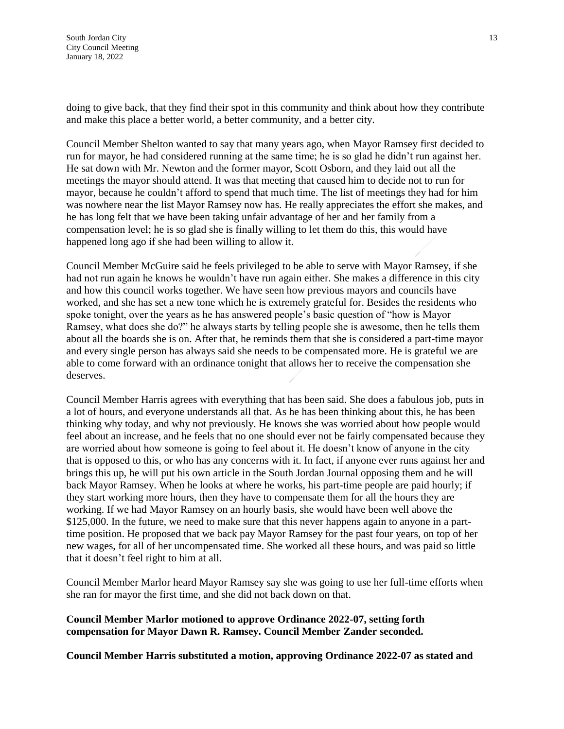doing to give back, that they find their spot in this community and think about how they contribute and make this place a better world, a better community, and a better city.

Council Member Shelton wanted to say that many years ago, when Mayor Ramsey first decided to run for mayor, he had considered running at the same time; he is so glad he didn't run against her. He sat down with Mr. Newton and the former mayor, Scott Osborn, and they laid out all the meetings the mayor should attend. It was that meeting that caused him to decide not to run for mayor, because he couldn't afford to spend that much time. The list of meetings they had for him was nowhere near the list Mayor Ramsey now has. He really appreciates the effort she makes, and he has long felt that we have been taking unfair advantage of her and her family from a compensation level; he is so glad she is finally willing to let them do this, this would have happened long ago if she had been willing to allow it.

Council Member McGuire said he feels privileged to be able to serve with Mayor Ramsey, if she had not run again he knows he wouldn't have run again either. She makes a difference in this city and how this council works together. We have seen how previous mayors and councils have worked, and she has set a new tone which he is extremely grateful for. Besides the residents who spoke tonight, over the years as he has answered people's basic question of "how is Mayor Ramsey, what does she do?" he always starts by telling people she is awesome, then he tells them about all the boards she is on. After that, he reminds them that she is considered a part-time mayor and every single person has always said she needs to be compensated more. He is grateful we are able to come forward with an ordinance tonight that allows her to receive the compensation she deserves.

Council Member Harris agrees with everything that has been said. She does a fabulous job, puts in a lot of hours, and everyone understands all that. As he has been thinking about this, he has been thinking why today, and why not previously. He knows she was worried about how people would feel about an increase, and he feels that no one should ever not be fairly compensated because they are worried about how someone is going to feel about it. He doesn't know of anyone in the city that is opposed to this, or who has any concerns with it. In fact, if anyone ever runs against her and brings this up, he will put his own article in the South Jordan Journal opposing them and he will back Mayor Ramsey. When he looks at where he works, his part-time people are paid hourly; if they start working more hours, then they have to compensate them for all the hours they are working. If we had Mayor Ramsey on an hourly basis, she would have been well above the $125,000. In the future, we need to make sure that this never happens again to anyone in a part-time position. He proposed that we back pay Mayor Ramsey for the past four years, on top of her new wages, for all of her uncompensated time. She worked all these hours, and was paid so little that it doesn't feel right to him at all.

Council Member Marlor heard Mayor Ramsey say she was going to use her full-time efforts when she ran for mayor the first time, and she did not back down on that.

**Council Member Marlor motioned to approve Ordinance 2022-07, setting forth compensation for Mayor Dawn R. Ramsey. Council Member Zander seconded.**

**Council Member Harris substituted a motion, approving Ordinance 2022-07 as stated and**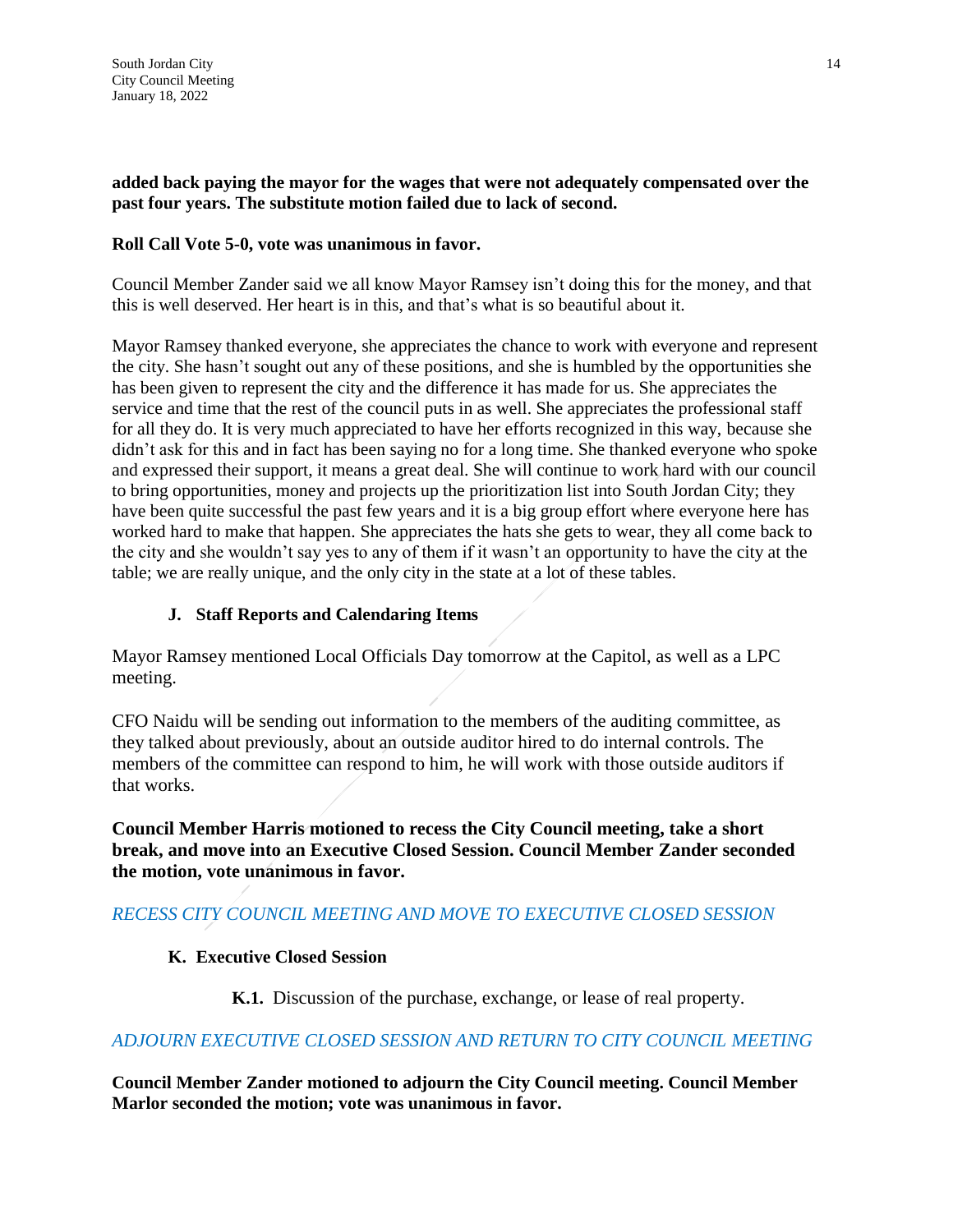**added back paying the mayor for the wages that were not adequately compensated over the past four years. The substitute motion failed due to lack of second.**

**Roll Call Vote 5-0, vote was unanimous in favor.**

Council Member Zander said we all know Mayor Ramsey isn't doing this for the money, and that this is well deserved. Her heart is in this, and that's what is so beautiful about it.

Mayor Ramsey thanked everyone, she appreciates the chance to work with everyone and represent the city. She hasn't sought out any of these positions, and she is humbled by the opportunities she has been given to represent the city and the difference it has made for us. She appreciates the service and time that the rest of the council puts in as well. She appreciates the professional staff for all they do. It is very much appreciated to have her efforts recognized in this way, because she didn't ask for this and in fact has been saying no for a long time. She thanked everyone who spoke and expressed their support, it means a great deal. She will continue to work hard with our council to bring opportunities, money and projects up the prioritization list into South Jordan City; they have been quite successful the past few years and it is a big group effort where everyone here has worked hard to make that happen. She appreciates the hats she gets to wear, they all come back to the city and she wouldn't say yes to any of them if it wasn't an opportunity to have the city at the table; we are really unique, and the only city in the state at a lot of these tables.

### J. Staff Reports and Calendaring Items

Mayor Ramsey mentioned Local Officials Day tomorrow at the Capitol, as well as a LPC meeting.

CFO Naidu will be sending out information to the members of the auditing committee, as they talked about previously, about an outside auditor hired to do internal controls. The members of the committee can respond to him, he will work with those outside auditors if that works.

**Council Member Harris motioned to recess the City Council meeting, take a short break, and move into an Executive Closed Session. Council Member Zander seconded the motion, vote unanimous in favor.**

*RECESS CITY COUNCIL MEETING AND MOVE TO EXECUTIVE CLOSED SESSION*

### K. Executive Closed Session

**K.1.** Discussion of the purchase, exchange, or lease of real property.

*ADJOURN EXECUTIVE CLOSED SESSION AND RETURN TO CITY COUNCIL MEETING*

**Council Member Zander motioned to adjourn the City Council meeting. Council Member Marlor seconded the motion; vote was unanimous in favor.**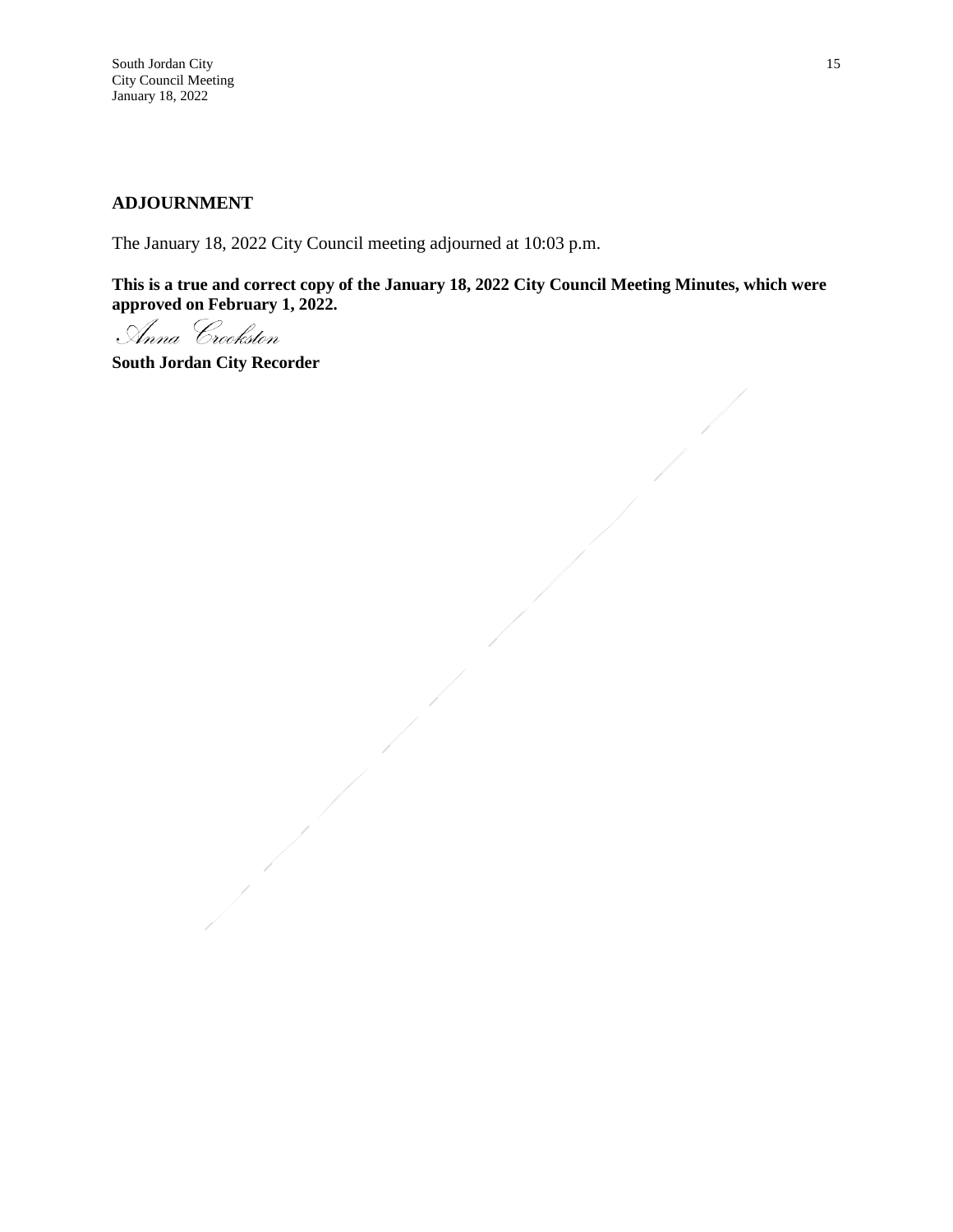## ADJOURNMENT

The January 18, 2022 City Council meeting adjourned at 10:03 p.m.

**This is a true and correct copy of the January 18, 2022 City Council Meeting Minutes, which were approved on February 1, 2022.**

*Anna Crookston*

**South Jordan City Recorder**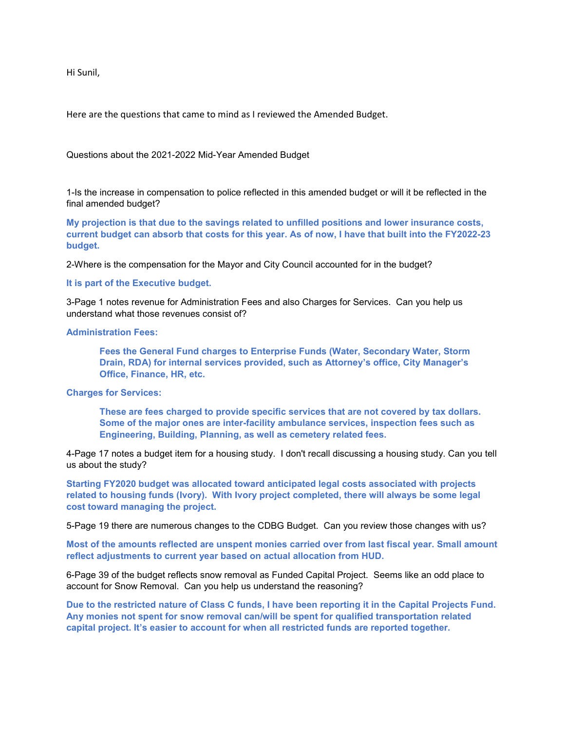Hi Sunil,

Here are the questions that came to mind as I reviewed the Amended Budget.

Questions about the 2021-2022 Mid-Year Amended Budget

1-Is the increase in compensation to police reflected in this amended budget or will it be reflected in the final amended budget?

**My projection is that due to the savings related to unfilled positions and lower insurance costs, current budget can absorb that costs for this year. As of now, I have that built into the FY2022-23 budget.**

2-Where is the compensation for the Mayor and City Council accounted for in the budget?

**It is part of the Executive budget.**

3-Page 1 notes revenue for Administration Fees and also Charges for Services. Can you help us understand what those revenues consist of?

**Administration Fees:**

> **Fees the General Fund charges to Enterprise Funds (Water, Secondary Water, Storm Drain, RDA) for internal services provided, such as Attorney's office, City Manager's Office, Finance, HR, etc.**

**Charges for Services:**

> **These are fees charged to provide specific services that are not covered by tax dollars. Some of the major ones are inter-facility ambulance services, inspection fees such as Engineering, Building, Planning, as well as cemetery related fees.**

4-Page 17 notes a budget item for a housing study. I don't recall discussing a housing study. Can you tell us about the study?

**Starting FY2020 budget was allocated toward anticipated legal costs associated with projects related to housing funds (Ivory). With Ivory project completed, there will always be some legal cost toward managing the project.**

5-Page 19 there are numerous changes to the CDBG Budget. Can you review those changes with us?

**Most of the amounts reflected are unspent monies carried over from last fiscal year. Small amount reflect adjustments to current year based on actual allocation from HUD.**

6-Page 39 of the budget reflects snow removal as Funded Capital Project. Seems like an odd place to account for Snow Removal. Can you help us understand the reasoning?

**Due to the restricted nature of Class C funds, I have been reporting it in the Capital Projects Fund. Any monies not spent for snow removal can/will be spent for qualified transportation related capital project. It's easier to account for when all restricted funds are reported together.**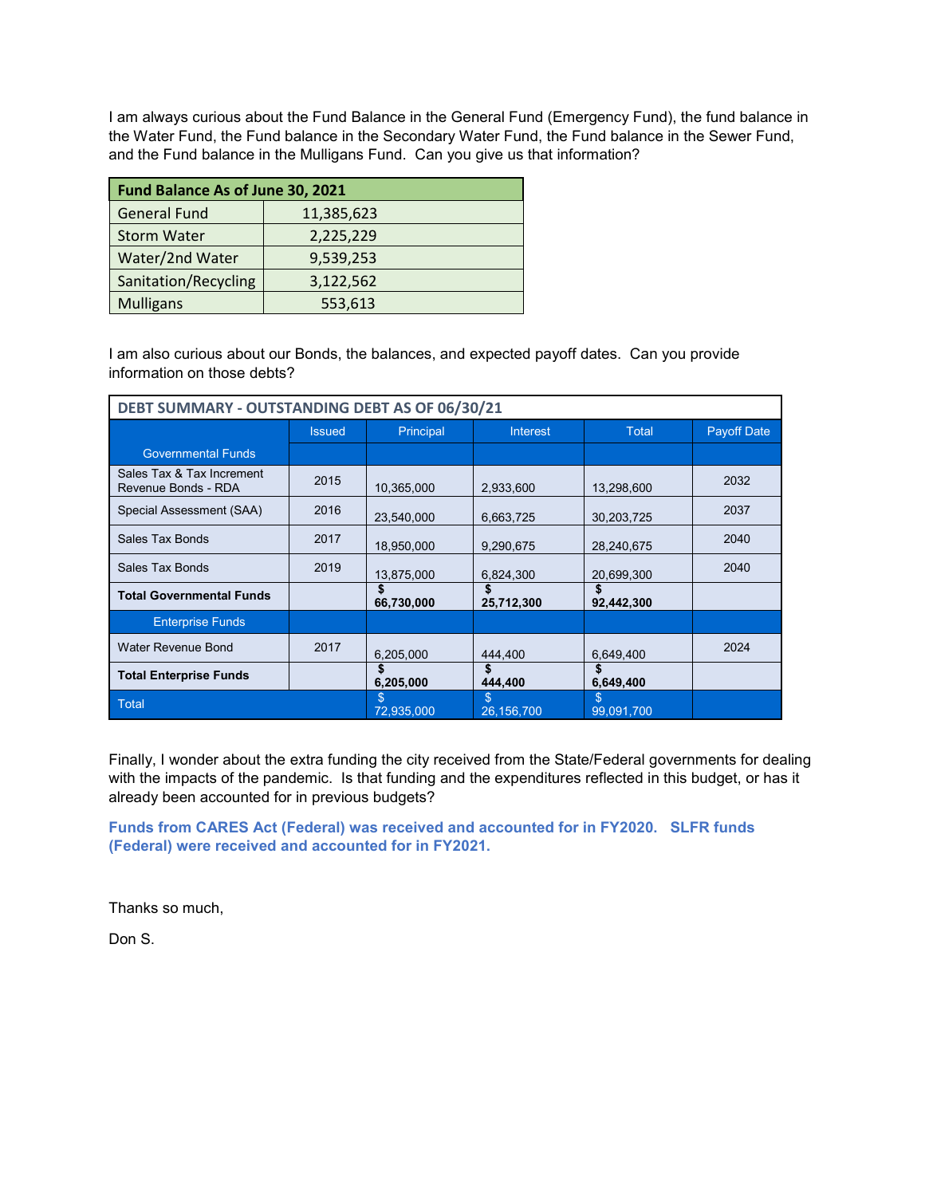I am always curious about the Fund Balance in the General Fund (Emergency Fund), the fund balance in the Water Fund, the Fund balance in the Secondary Water Fund, the Fund balance in the Sewer Fund, and the Fund balance in the Mulligans Fund. Can you give us that information?

| Fund Balance As of June 30, 2021 | |
|---|---|
| General Fund | 11,385,623 |
| Storm Water | 2,225,229 |
| Water/2nd Water | 9,539,253 |
| Sanitation/Recycling | 3,122,562 |
| Mulligans | 553,613 |

I am also curious about our Bonds, the balances, and expected payoff dates. Can you provide information on those debts?

**DEBT SUMMARY - OUTSTANDING DEBT AS OF 06/30/21**

| | Issued | Principal | Interest | Total | Payoff Date |
|---|---|---|---|---|---|
| Governmental Funds | | | | | |
| Sales Tax & Tax Increment Revenue Bonds - RDA | 2015 | 10,365,000 | 2,933,600 | 13,298,600 | 2032 |
| Special Assessment (SAA) | 2016 | 23,540,000 | 6,663,725 | 30,203,725 | 2037 |
| Sales Tax Bonds | 2017 | 18,950,000 | 9,290,675 | 28,240,675 | 2040 |
| Sales Tax Bonds | 2019 | 13,875,000 | 6,824,300 | 20,699,300 | 2040 |
| **Total Governmental Funds** | | **$ 66,730,000** | **$ 25,712,300** | **$ 92,442,300** | |
| Enterprise Funds | | | | | |
| Water Revenue Bond | 2017 | 6,205,000 | 444,400 | 6,649,400 | 2024 |
| **Total Enterprise Funds** | | **$ 6,205,000** | **$ 444,400** | **$ 6,649,400** | |
| Total | | $ 72,935,000 | $ 26,156,700 | $ 99,091,700 | |

Finally, I wonder about the extra funding the city received from the State/Federal governments for dealing with the impacts of the pandemic. Is that funding and the expenditures reflected in this budget, or has it already been accounted for in previous budgets?

**Funds from CARES Act (Federal) was received and accounted for in FY2020. SLFR funds (Federal) were received and accounted for in FY2021.**

Thanks so much,

Don S.